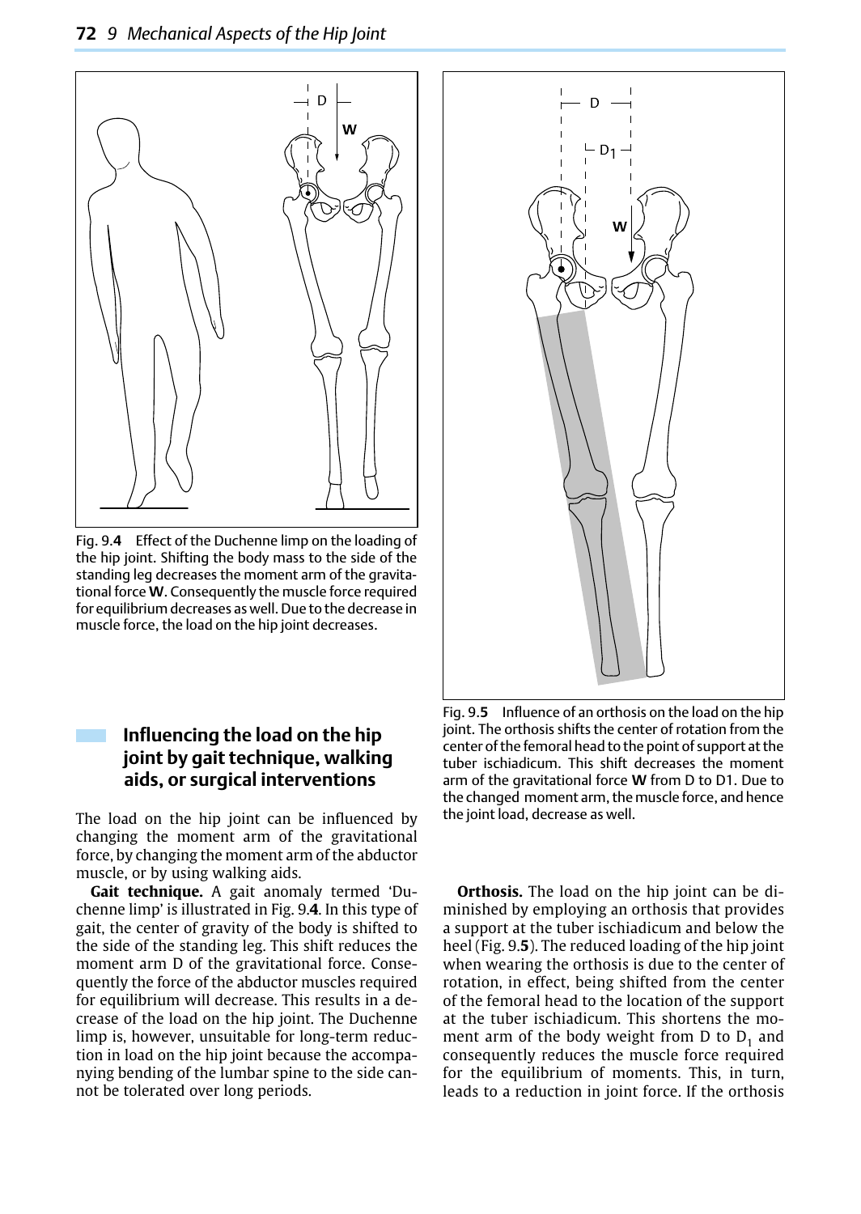D

W

Fig. 9.**4** Effect of the Duchenne limp on the loading of the hip joint. Shifting the body mass to the side of the standing leg decreases the moment arm of the gravitational force **W**. Consequently the muscle force required for equilibrium decreases as well. Due to the decrease in muscle force, the load on the hip joint decreases.

D

$D_1$

W

Fig. 9.**5** Influence of an orthosis on the load on the hip joint. The orthosis shifts the center of rotation from the center of the femoral head to the point of support at the tuber ischiadicum. This shift decreases the moment arm of the gravitational force **W** from D to D1. Due to the changed moment arm, the muscle force, and hence the joint load, decrease as well.

## Influencing the load on the hip joint by gait technique, walking aids, or surgical interventions

The load on the hip joint can be influenced by changing the moment arm of the gravitational force, by changing the moment arm of the abductor muscle, or by using walking aids.

**Gait technique.** A gait anomaly termed 'Duchenne limp' is illustrated in Fig. 9.**4**. In this type of gait, the center of gravity of the body is shifted to the side of the standing leg. This shift reduces the moment arm D of the gravitational force. Consequently the force of the abductor muscles required for equilibrium will decrease. This results in a decrease of the load on the hip joint. The Duchenne limp is, however, unsuitable for long-term reduction in load on the hip joint because the accompanying bending of the lumbar spine to the side cannot be tolerated over long periods.

**Orthosis.** The load on the hip joint can be diminished by employing an orthosis that provides a support at the tuber ischiadicum and below the heel (Fig. 9.**5**). The reduced loading of the hip joint when wearing the orthosis is due to the center of rotation, in effect, being shifted from the center of the femoral head to the location of the support at the tuber ischiadicum. This shortens the moment arm of the body weight from D to $D_1$ and consequently reduces the muscle force required for the equilibrium of moments. This, in turn, leads to a reduction in joint force. If the orthosis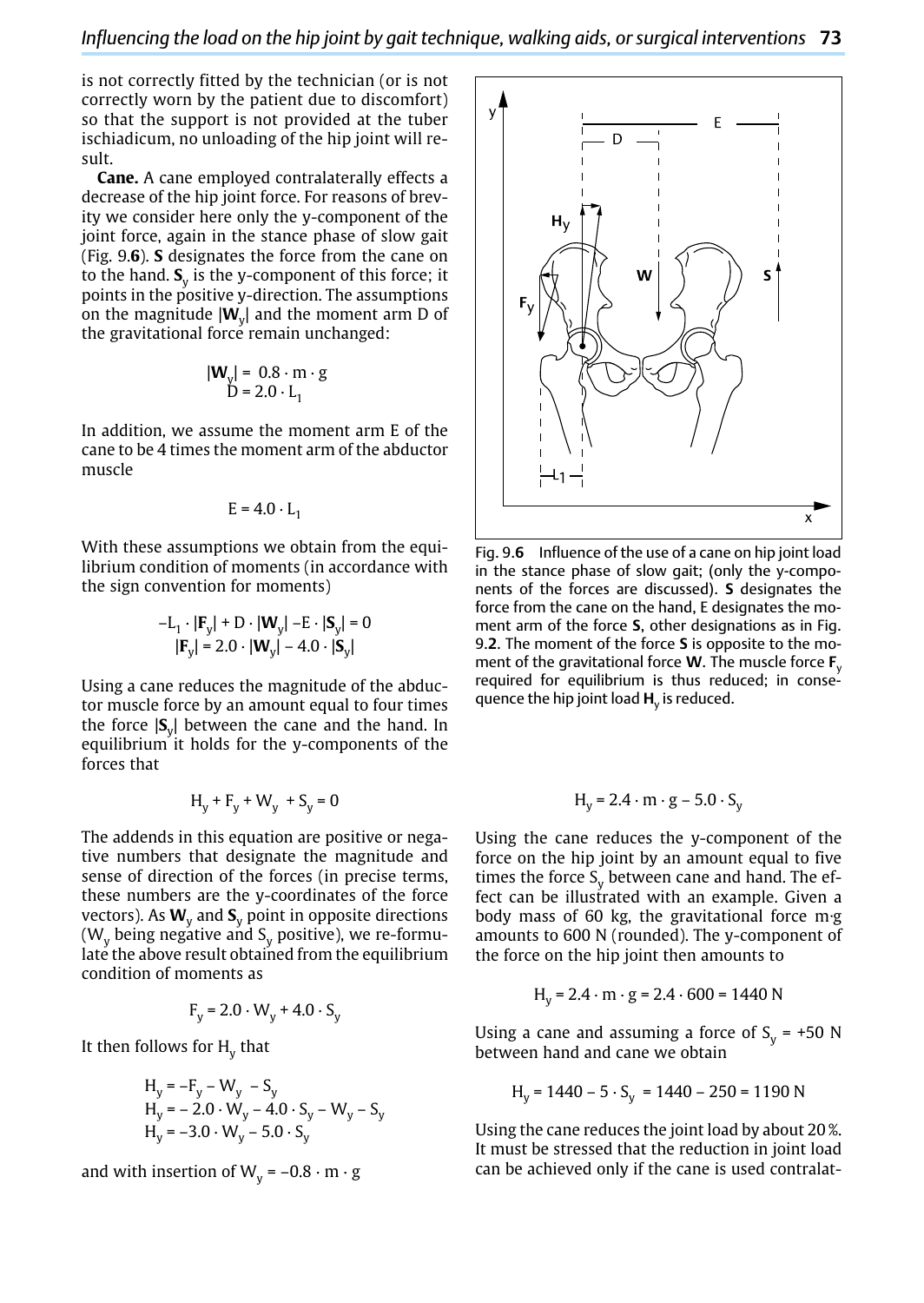is not correctly fitted by the technician (or is not correctly worn by the patient due to discomfort) so that the support is not provided at the tuber ischiadicum, no unloading of the hip joint will result.

**Cane.** A cane employed contralaterally effects a decrease of the hip joint force. For reasons of brevity we consider here only the y-component of the joint force, again in the stance phase of slow gait (Fig. 9.**6**). **S** designates the force from the cane on to the hand. $\mathbf{S}_y$ is the y-component of this force; it points in the positive y-direction. The assumptions on the magnitude $|\mathbf{W}_y|$ and the moment arm D of the gravitational force remain unchanged:

$$|\mathbf{W}_y| = 0.8 \cdot m \cdot g$$
$$D = 2.0 \cdot L_1$$

In addition, we assume the moment arm E of the cane to be 4 times the moment arm of the abductor muscle

$$E = 4.0 \cdot L_1$$

With these assumptions we obtain from the equilibrium condition of moments (in accordance with the sign convention for moments)

$$-L_1 \cdot |\mathbf{F}_y| + D \cdot |\mathbf{W}_y| - E \cdot |\mathbf{S}_y| = 0$$
$$|\mathbf{F}_y| = 2.0 \cdot |\mathbf{W}_y| - 4.0 \cdot |\mathbf{S}_y|$$

Using a cane reduces the magnitude of the abductor muscle force by an amount equal to four times the force $|\mathbf{S}_y|$ between the cane and the hand. In equilibrium it holds for the y-components of the forces that

$$H_y + F_y + W_y + S_y = 0$$

The addends in this equation are positive or negative numbers that designate the magnitude and sense of direction of the forces (in precise terms, these numbers are the y-coordinates of the force vectors). As $\mathbf{W}_y$ and $\mathbf{S}_y$ point in opposite directions ($W_y$ being negative and $S_y$ positive), we re-formulate the above result obtained from the equilibrium condition of moments as

$$F_y = 2.0 \cdot W_y + 4.0 \cdot S_y$$

It then follows for $H_y$ that

$$H_y = -F_y - W_y - S_y$$
$$H_y = -2.0 \cdot W_y - 4.0 \cdot S_y - W_y - S_y$$
$$H_y = -3.0 \cdot W_y - 5.0 \cdot S_y$$

and with insertion of $W_y = -0.8 \cdot m \cdot g$

Fig. 9.**6** Influence of the use of a cane on hip joint load in the stance phase of slow gait; (only the y-components of the forces are discussed). **S** designates the force from the cane on the hand, E designates the moment arm of the force **S**, other designations as in Fig. 9.**2**. The moment of the force **S** is opposite to the moment of the gravitational force **W**. The muscle force $\mathbf{F}_y$ required for equilibrium is thus reduced; in consequence the hip joint load $\mathbf{H}_y$ is reduced.

$$H_y = 2.4 \cdot m \cdot g - 5.0 \cdot S_y$$

Using the cane reduces the y-component of the force on the hip joint by an amount equal to five times the force $S_y$ between cane and hand. The effect can be illustrated with an example. Given a body mass of 60 kg, the gravitational force m·g amounts to 600 N (rounded). The y-component of the force on the hip joint then amounts to

$$H_y = 2.4 \cdot m \cdot g = 2.4 \cdot 600 = 1440 \text{ N}$$

Using a cane and assuming a force of $S_y = +50$ N between hand and cane we obtain

$$H_y = 1440 - 5 \cdot S_y = 1440 - 250 = 1190 \text{ N}$$

Using the cane reduces the joint load by about 20 %. It must be stressed that the reduction in joint load can be achieved only if the cane is used contralat-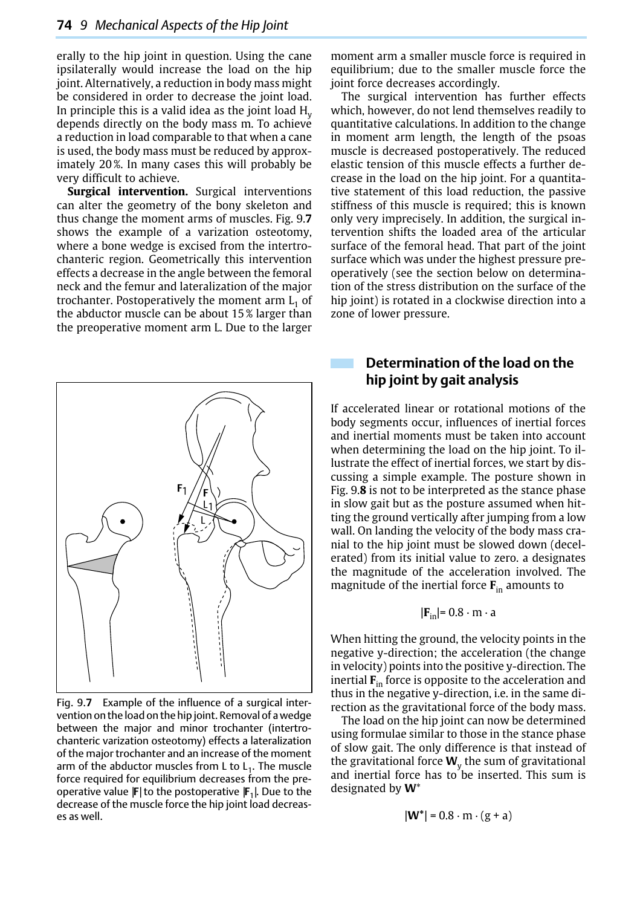erally to the hip joint in question. Using the cane ipsilaterally would increase the load on the hip joint. Alternatively, a reduction in body mass might be considered in order to decrease the joint load. In principle this is a valid idea as the joint load $H_y$ depends directly on the body mass m. To achieve a reduction in load comparable to that when a cane is used, the body mass must be reduced by approximately 20 %. In many cases this will probably be very difficult to achieve.

**Surgical intervention.** Surgical interventions can alter the geometry of the bony skeleton and thus change the moment arms of muscles. Fig. 9.**7** shows the example of a varization osteotomy, where a bone wedge is excised from the intertrochanteric region. Geometrically this intervention effects a decrease in the angle between the femoral neck and the femur and lateralization of the major trochanter. Postoperatively the moment arm $L_1$ of the abductor muscle can be about 15 % larger than the preoperative moment arm L. Due to the larger moment arm a smaller muscle force is required in equilibrium; due to the smaller muscle force the joint force decreases accordingly.

The surgical intervention has further effects which, however, do not lend themselves readily to quantitative calculations. In addition to the change in moment arm length, the length of the psoas muscle is decreased postoperatively. The reduced elastic tension of this muscle effects a further decrease in the load on the hip joint. For a quantitative statement of this load reduction, the passive stiffness of this muscle is required; this is known only very imprecisely. In addition, the surgical intervention shifts the loaded area of the articular surface of the femoral head. That part of the joint surface which was under the highest pressure preoperatively (see the section below on determination of the stress distribution on the surface of the hip joint) is rotated in a clockwise direction into a zone of lower pressure.

F1
F
L1
L

Fig. 9.**7** Example of the influence of a surgical intervention on the load on the hip joint. Removal of a wedge between the major and minor trochanter (intertrochanteric varization osteotomy) effects a lateralization of the major trochanter and an increase of the moment arm of the abductor muscles from L to $L_1$. The muscle force required for equilibrium decreases from the preoperative value $|\mathbf{F}|$ to the postoperative $|\mathbf{F}_1|$. Due to the decrease of the muscle force the hip joint load decreases as well.

## Determination of the load on the hip joint by gait analysis

If accelerated linear or rotational motions of the body segments occur, influences of inertial forces and inertial moments must be taken into account when determining the load on the hip joint. To illustrate the effect of inertial forces, we start by discussing a simple example. The posture shown in Fig. 9.**8** is not to be interpreted as the stance phase in slow gait but as the posture assumed when hitting the ground vertically after jumping from a low wall. On landing the velocity of the body mass cranial to the hip joint must be slowed down (decelerated) from its initial value to zero. a designates the magnitude of the acceleration involved. The magnitude of the inertial force $\mathbf{F}_{in}$ amounts to

$$|\mathbf{F}_{in}| = 0.8 \cdot m \cdot a$$

When hitting the ground, the velocity points in the negative y-direction; the acceleration (the change in velocity) points into the positive y-direction. The inertial $\mathbf{F}_{in}$ force is opposite to the acceleration and thus in the negative y-direction, i.e. in the same direction as the gravitational force of the body mass.

The load on the hip joint can now be determined using formulae similar to those in the stance phase of slow gait. The only difference is that instead of the gravitational force $\mathbf{W}_y$ the sum of gravitational and inertial force has to be inserted. This sum is designated by $\mathbf{W}^*$

$$|\mathbf{W}^*| = 0.8 \cdot m \cdot (g + a)$$